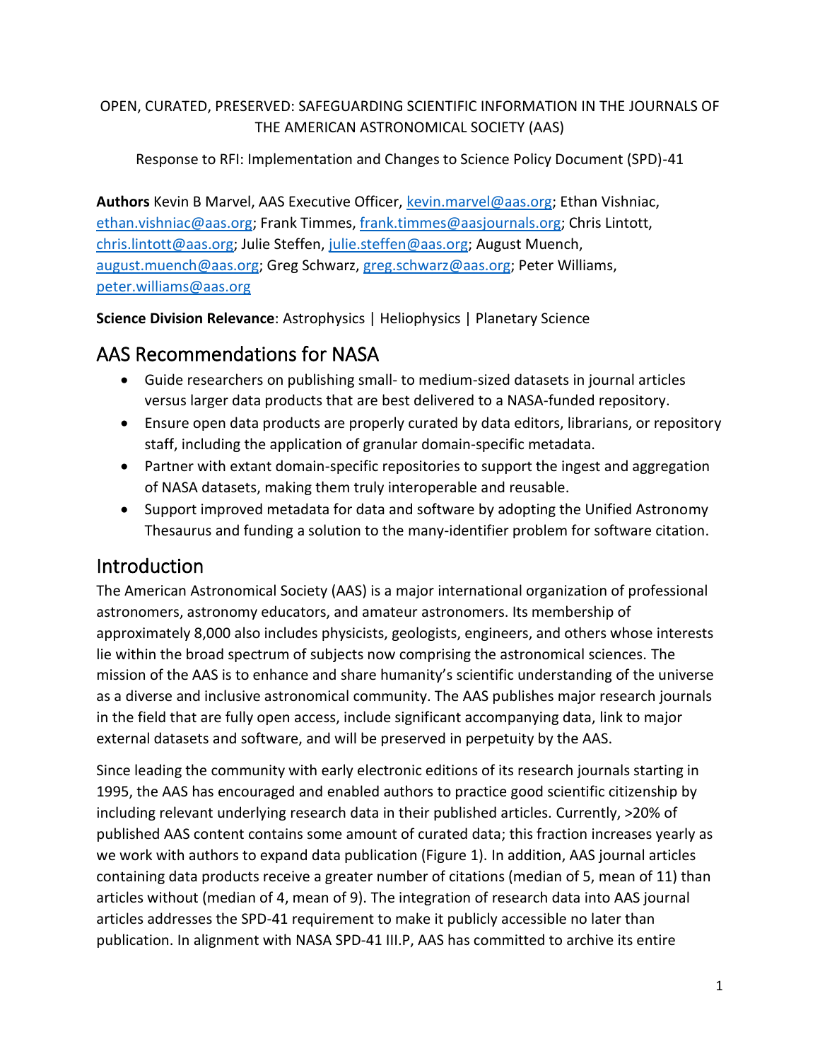OPEN, CURATED, PRESERVED: SAFEGUARDING SCIENTIFIC INFORMATION IN THE JOURNALS OF THE AMERICAN ASTRONOMICAL SOCIETY (AAS)

Response to RFI: Implementation and Changes to Science Policy Document (SPD)-41

**Authors** Kevin B Marvel, AAS Executive Officer, kevin.marvel@aas.org; Ethan Vishniac, ethan.vishniac@aas.org; Frank Timmes, frank.timmes@aasjournals.org; Chris Lintott, chris.lintott@aas.org; Julie Steffen, julie.steffen@aas.org; August Muench, august.muench@aas.org; Greg Schwarz, greg.schwarz@aas.org; Peter Williams, peter.williams@aas.org

**Science Division Relevance**: Astrophysics | Heliophysics | Planetary Science

## AAS Recommendations for NASA

- Guide researchers on publishing small- to medium-sized datasets in journal articles versus larger data products that are best delivered to a NASA-funded repository.
- Ensure open data products are properly curated by data editors, librarians, or repository staff, including the application of granular domain-specific metadata.
- Partner with extant domain-specific repositories to support the ingest and aggregation of NASA datasets, making them truly interoperable and reusable.
- Support improved metadata for data and software by adopting the Unified Astronomy Thesaurus and funding a solution to the many-identifier problem for software citation.

## Introduction

The American Astronomical Society (AAS) is a major international organization of professional astronomers, astronomy educators, and amateur astronomers. Its membership of approximately 8,000 also includes physicists, geologists, engineers, and others whose interests lie within the broad spectrum of subjects now comprising the astronomical sciences. The mission of the AAS is to enhance and share humanity's scientific understanding of the universe as a diverse and inclusive astronomical community. The AAS publishes major research journals in the field that are fully open access, include significant accompanying data, link to major external datasets and software, and will be preserved in perpetuity by the AAS.

Since leading the community with early electronic editions of its research journals starting in 1995, the AAS has encouraged and enabled authors to practice good scientific citizenship by including relevant underlying research data in their published articles. Currently, >20% of published AAS content contains some amount of curated data; this fraction increases yearly as we work with authors to expand data publication (Figure 1). In addition, AAS journal articles containing data products receive a greater number of citations (median of 5, mean of 11) than articles without (median of 4, mean of 9). The integration of research data into AAS journal articles addresses the SPD-41 requirement to make it publicly accessible no later than publication. In alignment with NASA SPD-41 III.P, AAS has committed to archive its entire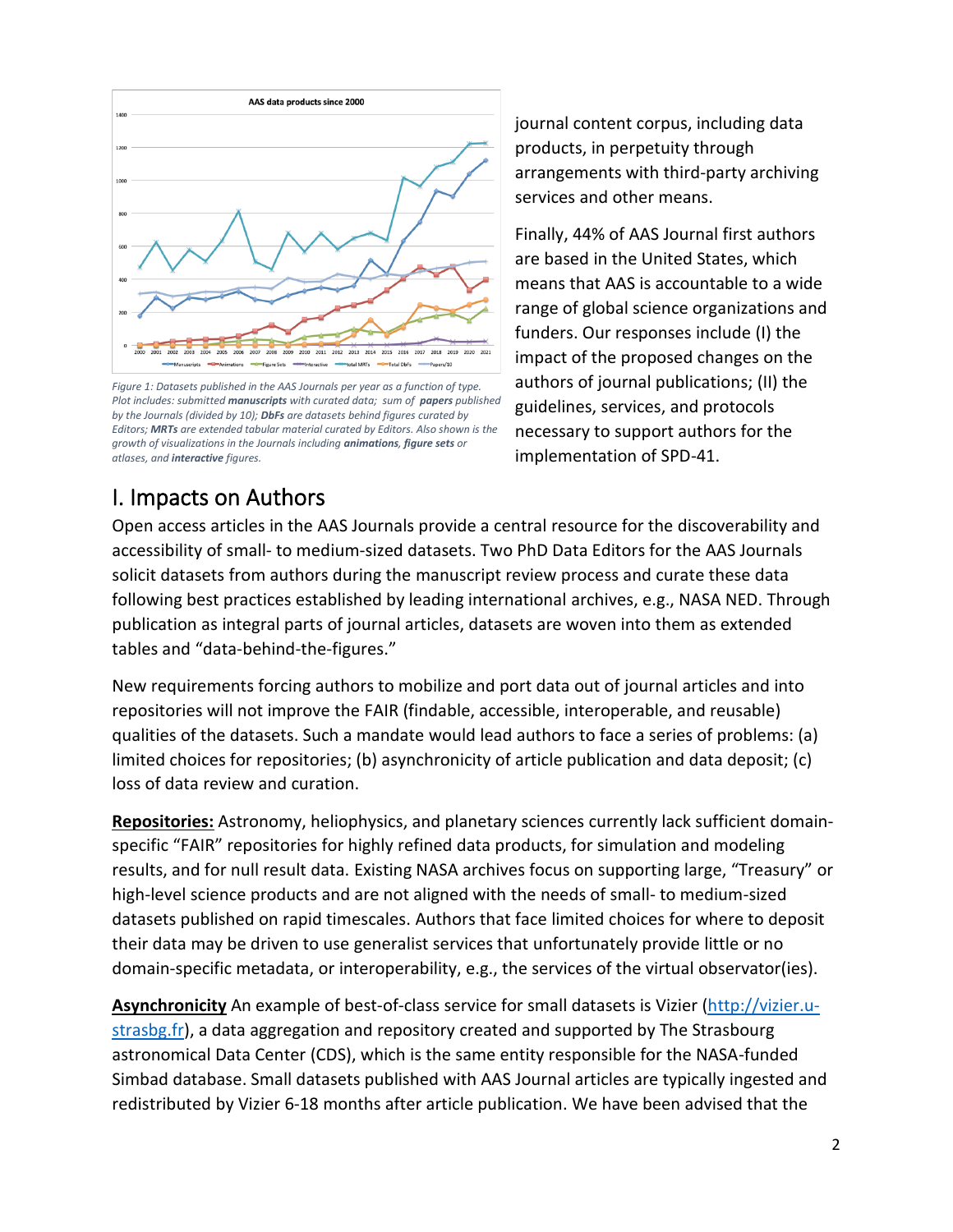Figure 1: Datasets published in the AAS Journals per year as a function of type. Plot includes: submitted **manuscripts** with curated data; sum of **papers** published by the Journals (divided by 10); **DbFs** are datasets behind figures curated by Editors; **MRTs** are extended tabular material curated by Editors. Also shown is the growth of visualizations in the Journals including **animations**, **figure sets** or atlases, and **interactive** figures.

journal content corpus, including data products, in perpetuity through arrangements with third-party archiving services and other means.

Finally, 44% of AAS Journal first authors are based in the United States, which means that AAS is accountable to a wide range of global science organizations and funders. Our responses include (I) the impact of the proposed changes on the authors of journal publications; (II) the guidelines, services, and protocols necessary to support authors for the implementation of SPD-41.

## I. Impacts on Authors

Open access articles in the AAS Journals provide a central resource for the discoverability and accessibility of small- to medium-sized datasets. Two PhD Data Editors for the AAS Journals solicit datasets from authors during the manuscript review process and curate these data following best practices established by leading international archives, e.g., NASA NED. Through publication as integral parts of journal articles, datasets are woven into them as extended tables and "data-behind-the-figures."

New requirements forcing authors to mobilize and port data out of journal articles and into repositories will not improve the FAIR (findable, accessible, interoperable, and reusable) qualities of the datasets. Such a mandate would lead authors to face a series of problems: (a) limited choices for repositories; (b) asynchronicity of article publication and data deposit; (c) loss of data review and curation.

**Repositories:** Astronomy, heliophysics, and planetary sciences currently lack sufficient domain-specific "FAIR" repositories for highly refined data products, for simulation and modeling results, and for null result data. Existing NASA archives focus on supporting large, "Treasury" or high-level science products and are not aligned with the needs of small- to medium-sized datasets published on rapid timescales. Authors that face limited choices for where to deposit their data may be driven to use generalist services that unfortunately provide little or no domain-specific metadata, or interoperability, e.g., the services of the virtual observator(ies).

**Asynchronicity** An example of best-of-class service for small datasets is Vizier (http://vizier.u-strasbg.fr), a data aggregation and repository created and supported by The Strasbourg astronomical Data Center (CDS), which is the same entity responsible for the NASA-funded Simbad database. Small datasets published with AAS Journal articles are typically ingested and redistributed by Vizier 6-18 months after article publication. We have been advised that the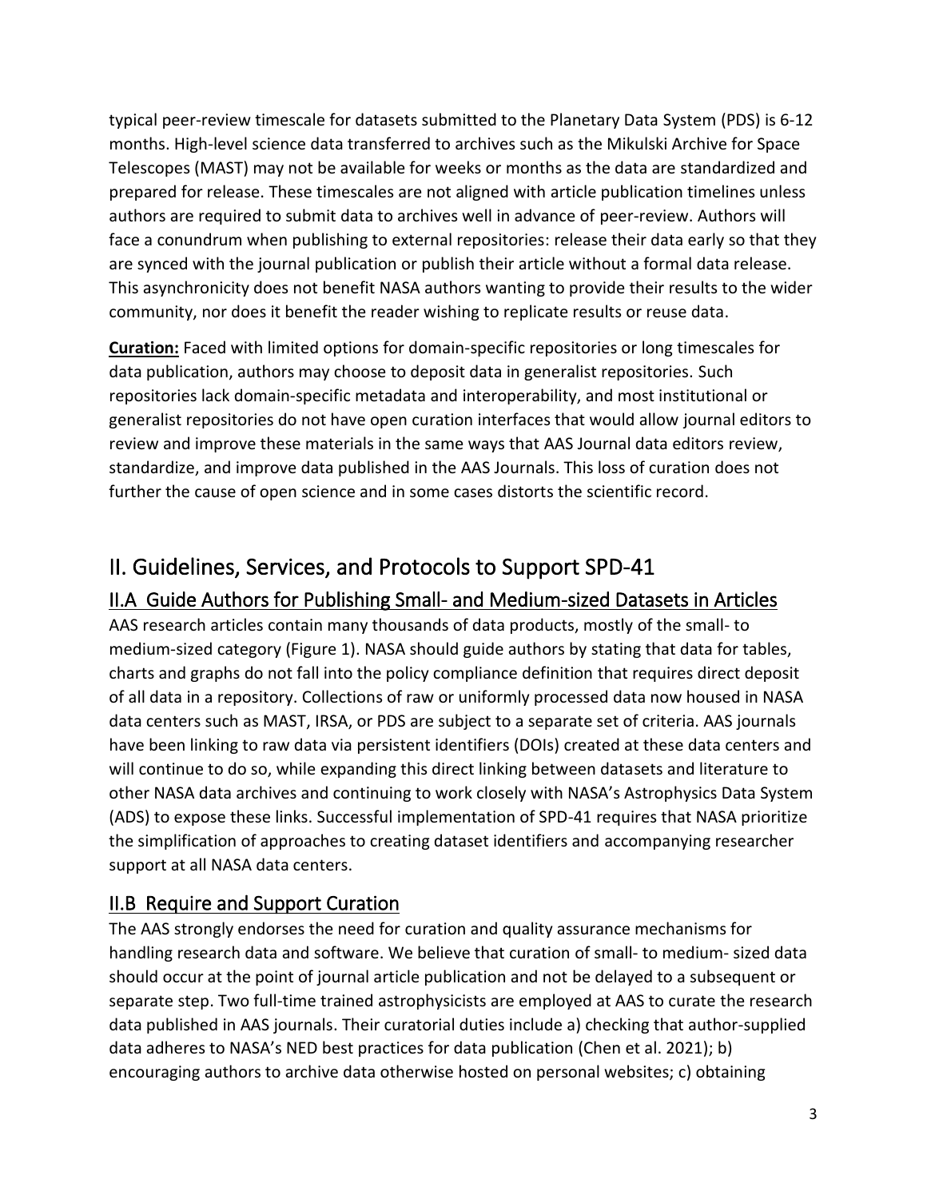typical peer-review timescale for datasets submitted to the Planetary Data System (PDS) is 6-12 months. High-level science data transferred to archives such as the Mikulski Archive for Space Telescopes (MAST) may not be available for weeks or months as the data are standardized and prepared for release. These timescales are not aligned with article publication timelines unless authors are required to submit data to archives well in advance of peer-review. Authors will face a conundrum when publishing to external repositories: release their data early so that they are synced with the journal publication or publish their article without a formal data release. This asynchronicity does not benefit NASA authors wanting to provide their results to the wider community, nor does it benefit the reader wishing to replicate results or reuse data.

**Curation:** Faced with limited options for domain-specific repositories or long timescales for data publication, authors may choose to deposit data in generalist repositories. Such repositories lack domain-specific metadata and interoperability, and most institutional or generalist repositories do not have open curation interfaces that would allow journal editors to review and improve these materials in the same ways that AAS Journal data editors review, standardize, and improve data published in the AAS Journals. This loss of curation does not further the cause of open science and in some cases distorts the scientific record.

# II. Guidelines, Services, and Protocols to Support SPD-41

## II.A Guide Authors for Publishing Small- and Medium-sized Datasets in Articles

AAS research articles contain many thousands of data products, mostly of the small- to medium-sized category (Figure 1). NASA should guide authors by stating that data for tables, charts and graphs do not fall into the policy compliance definition that requires direct deposit of all data in a repository. Collections of raw or uniformly processed data now housed in NASA data centers such as MAST, IRSA, or PDS are subject to a separate set of criteria. AAS journals have been linking to raw data via persistent identifiers (DOIs) created at these data centers and will continue to do so, while expanding this direct linking between datasets and literature to other NASA data archives and continuing to work closely with NASA's Astrophysics Data System (ADS) to expose these links. Successful implementation of SPD-41 requires that NASA prioritize the simplification of approaches to creating dataset identifiers and accompanying researcher support at all NASA data centers.

## II.B Require and Support Curation

The AAS strongly endorses the need for curation and quality assurance mechanisms for handling research data and software. We believe that curation of small- to medium- sized data should occur at the point of journal article publication and not be delayed to a subsequent or separate step. Two full-time trained astrophysicists are employed at AAS to curate the research data published in AAS journals. Their curatorial duties include a) checking that author-supplied data adheres to NASA's NED best practices for data publication (Chen et al. 2021); b) encouraging authors to archive data otherwise hosted on personal websites; c) obtaining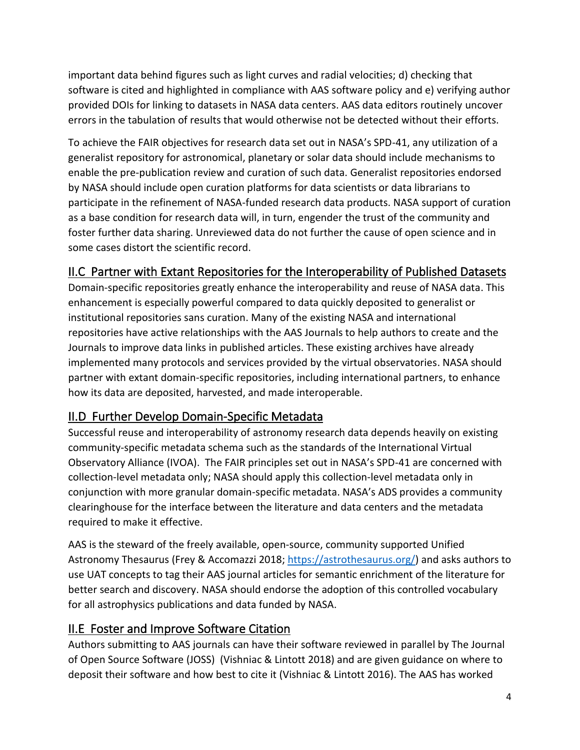important data behind figures such as light curves and radial velocities; d) checking that software is cited and highlighted in compliance with AAS software policy and e) verifying author provided DOIs for linking to datasets in NASA data centers. AAS data editors routinely uncover errors in the tabulation of results that would otherwise not be detected without their efforts.

To achieve the FAIR objectives for research data set out in NASA's SPD-41, any utilization of a generalist repository for astronomical, planetary or solar data should include mechanisms to enable the pre-publication review and curation of such data. Generalist repositories endorsed by NASA should include open curation platforms for data scientists or data librarians to participate in the refinement of NASA-funded research data products. NASA support of curation as a base condition for research data will, in turn, engender the trust of the community and foster further data sharing. Unreviewed data do not further the cause of open science and in some cases distort the scientific record.

## II.C Partner with Extant Repositories for the Interoperability of Published Datasets

Domain-specific repositories greatly enhance the interoperability and reuse of NASA data. This enhancement is especially powerful compared to data quickly deposited to generalist or institutional repositories sans curation. Many of the existing NASA and international repositories have active relationships with the AAS Journals to help authors to create and the Journals to improve data links in published articles. These existing archives have already implemented many protocols and services provided by the virtual observatories. NASA should partner with extant domain-specific repositories, including international partners, to enhance how its data are deposited, harvested, and made interoperable.

## II.D Further Develop Domain-Specific Metadata

Successful reuse and interoperability of astronomy research data depends heavily on existing community-specific metadata schema such as the standards of the International Virtual Observatory Alliance (IVOA). The FAIR principles set out in NASA's SPD-41 are concerned with collection-level metadata only; NASA should apply this collection-level metadata only in conjunction with more granular domain-specific metadata. NASA's ADS provides a community clearinghouse for the interface between the literature and data centers and the metadata required to make it effective.

AAS is the steward of the freely available, open-source, community supported Unified Astronomy Thesaurus (Frey & Accomazzi 2018; [https://astrothesaurus.org/](https://astrothesaurus.org/)) and asks authors to use UAT concepts to tag their AAS journal articles for semantic enrichment of the literature for better search and discovery. NASA should endorse the adoption of this controlled vocabulary for all astrophysics publications and data funded by NASA.

## II.E Foster and Improve Software Citation

Authors submitting to AAS journals can have their software reviewed in parallel by The Journal of Open Source Software (JOSS) (Vishniac & Lintott 2018) and are given guidance on where to deposit their software and how best to cite it (Vishniac & Lintott 2016). The AAS has worked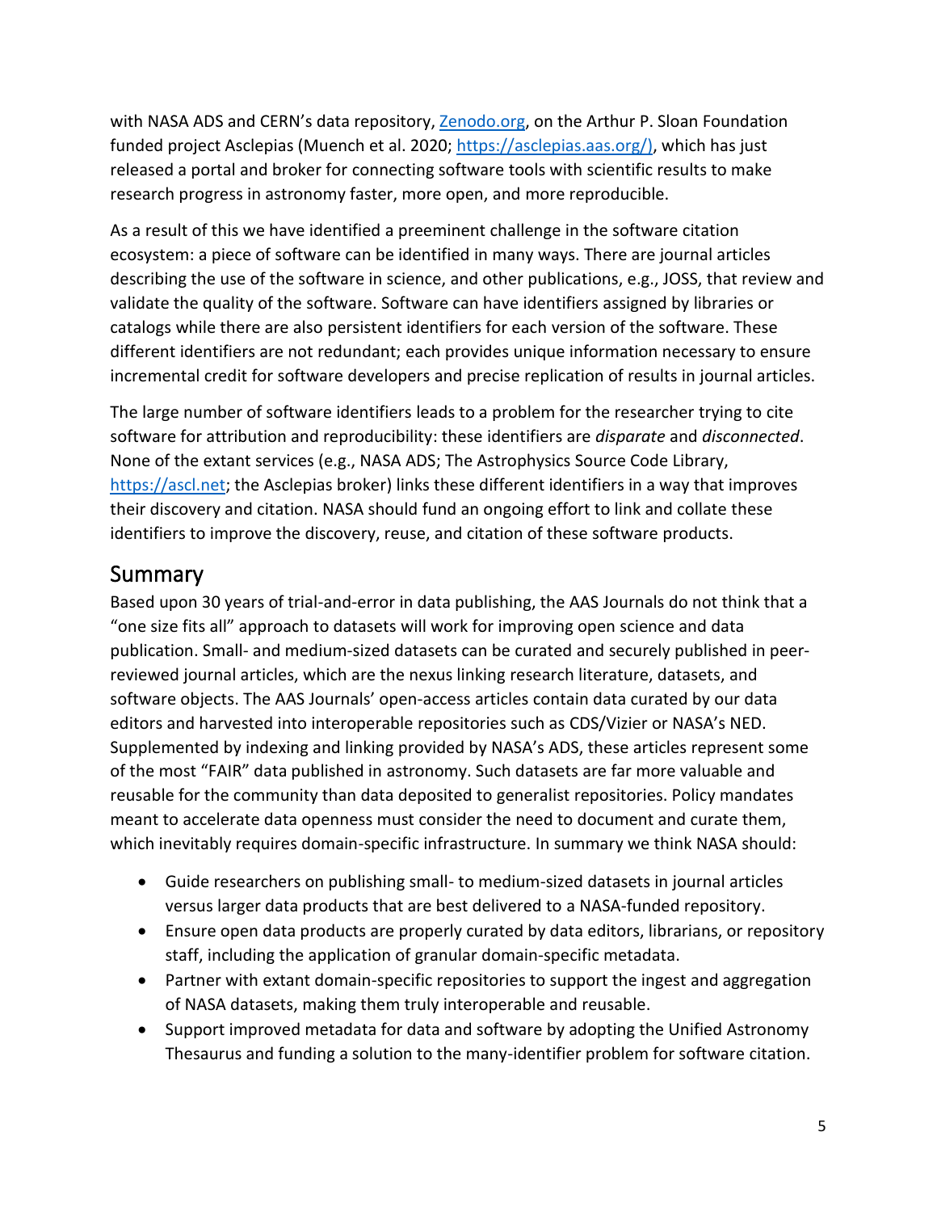with NASA ADS and CERN's data repository, [Zenodo.org](https://zenodo.org), on the Arthur P. Sloan Foundation funded project Asclepias (Muench et al. 2020; [https://asclepias.aas.org/)](https://asclepias.aas.org/), which has just released a portal and broker for connecting software tools with scientific results to make research progress in astronomy faster, more open, and more reproducible.

As a result of this we have identified a preeminent challenge in the software citation ecosystem: a piece of software can be identified in many ways. There are journal articles describing the use of the software in science, and other publications, e.g., JOSS, that review and validate the quality of the software. Software can have identifiers assigned by libraries or catalogs while there are also persistent identifiers for each version of the software. These different identifiers are not redundant; each provides unique information necessary to ensure incremental credit for software developers and precise replication of results in journal articles.

The large number of software identifiers leads to a problem for the researcher trying to cite software for attribution and reproducibility: these identifiers are *disparate* and *disconnected*. None of the extant services (e.g., NASA ADS; The Astrophysics Source Code Library, [https://ascl.net](https://ascl.net); the Asclepias broker) links these different identifiers in a way that improves their discovery and citation. NASA should fund an ongoing effort to link and collate these identifiers to improve the discovery, reuse, and citation of these software products.

## Summary

Based upon 30 years of trial-and-error in data publishing, the AAS Journals do not think that a "one size fits all" approach to datasets will work for improving open science and data publication. Small- and medium-sized datasets can be curated and securely published in peer-reviewed journal articles, which are the nexus linking research literature, datasets, and software objects. The AAS Journals' open-access articles contain data curated by our data editors and harvested into interoperable repositories such as CDS/Vizier or NASA's NED. Supplemented by indexing and linking provided by NASA's ADS, these articles represent some of the most "FAIR" data published in astronomy. Such datasets are far more valuable and reusable for the community than data deposited to generalist repositories. Policy mandates meant to accelerate data openness must consider the need to document and curate them, which inevitably requires domain-specific infrastructure. In summary we think NASA should:

- Guide researchers on publishing small- to medium-sized datasets in journal articles versus larger data products that are best delivered to a NASA-funded repository.
- Ensure open data products are properly curated by data editors, librarians, or repository staff, including the application of granular domain-specific metadata.
- Partner with extant domain-specific repositories to support the ingest and aggregation of NASA datasets, making them truly interoperable and reusable.
- Support improved metadata for data and software by adopting the Unified Astronomy Thesaurus and funding a solution to the many-identifier problem for software citation.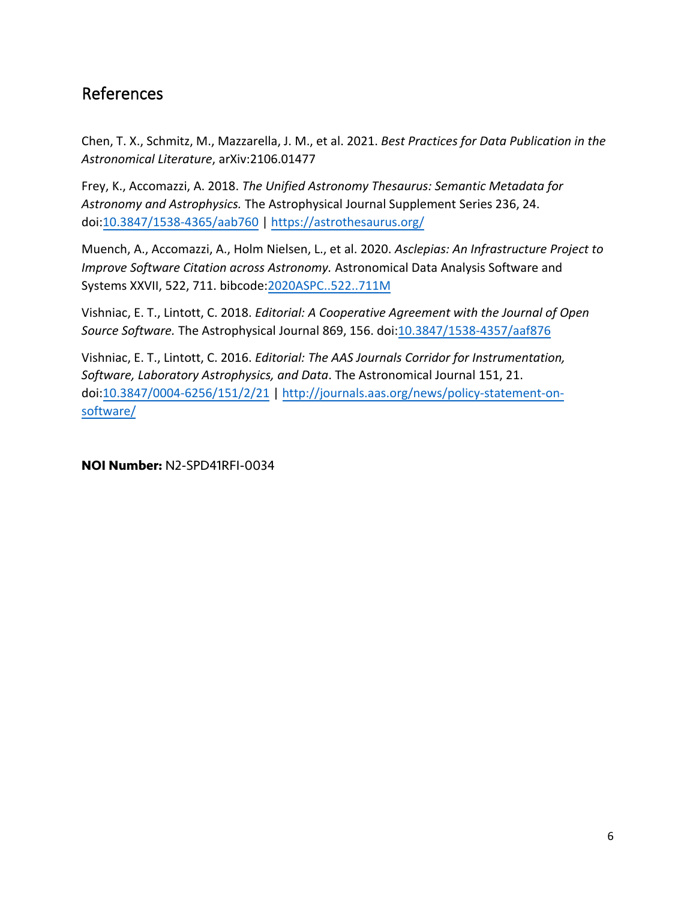## References

Chen, T. X., Schmitz, M., Mazzarella, J. M., et al. 2021. *Best Practices for Data Publication in the Astronomical Literature*, arXiv:2106.01477

Frey, K., Accomazzi, A. 2018. *The Unified Astronomy Thesaurus: Semantic Metadata for Astronomy and Astrophysics.* The Astrophysical Journal Supplement Series 236, 24. doi:[10.3847/1538-4365/aab760](https://doi.org/10.3847/1538-4365/aab760) | [https://astrothesaurus.org/](https://astrothesaurus.org/)

Muench, A., Accomazzi, A., Holm Nielsen, L., et al. 2020. *Asclepias: An Infrastructure Project to Improve Software Citation across Astronomy.* Astronomical Data Analysis Software and Systems XXVII, 522, 711. bibcode:2020ASPC..522..711M

Vishniac, E. T., Lintott, C. 2018. *Editorial: A Cooperative Agreement with the Journal of Open Source Software.* The Astrophysical Journal 869, 156. doi:[10.3847/1538-4357/aaf876](https://doi.org/10.3847/1538-4357/aaf876)

Vishniac, E. T., Lintott, C. 2016. *Editorial: The AAS Journals Corridor for Instrumentation, Software, Laboratory Astrophysics, and Data*. The Astronomical Journal 151, 21. doi:[10.3847/0004-6256/151/2/21](https://doi.org/10.3847/0004-6256/151/2/21) | [http://journals.aas.org/news/policy-statement-on-software/](http://journals.aas.org/news/policy-statement-on-software/)

**NOI Number:** N2-SPD41RFI-0034